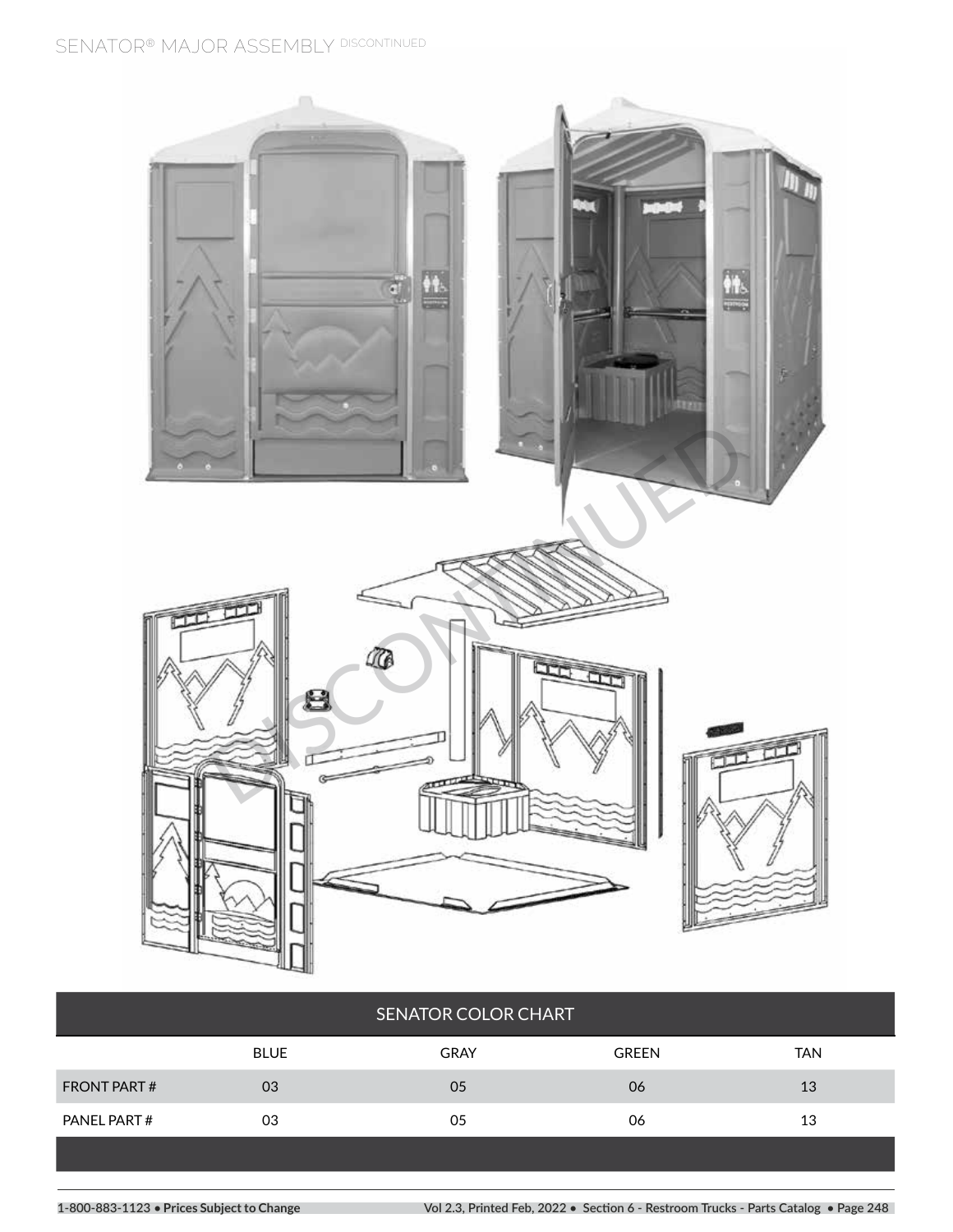# SENATOR® MAJOR ASSEMBLY DISCONTINUED

| SENATOR COLOR CHART | | | | |
|---|---|---|---|---|
| | BLUE | GRAY | GREEN | TAN |
| FRONT PART # | 03 | 05 | 06 | 13 |
| PANEL PART # | 03 | 05 | 06 | 13 |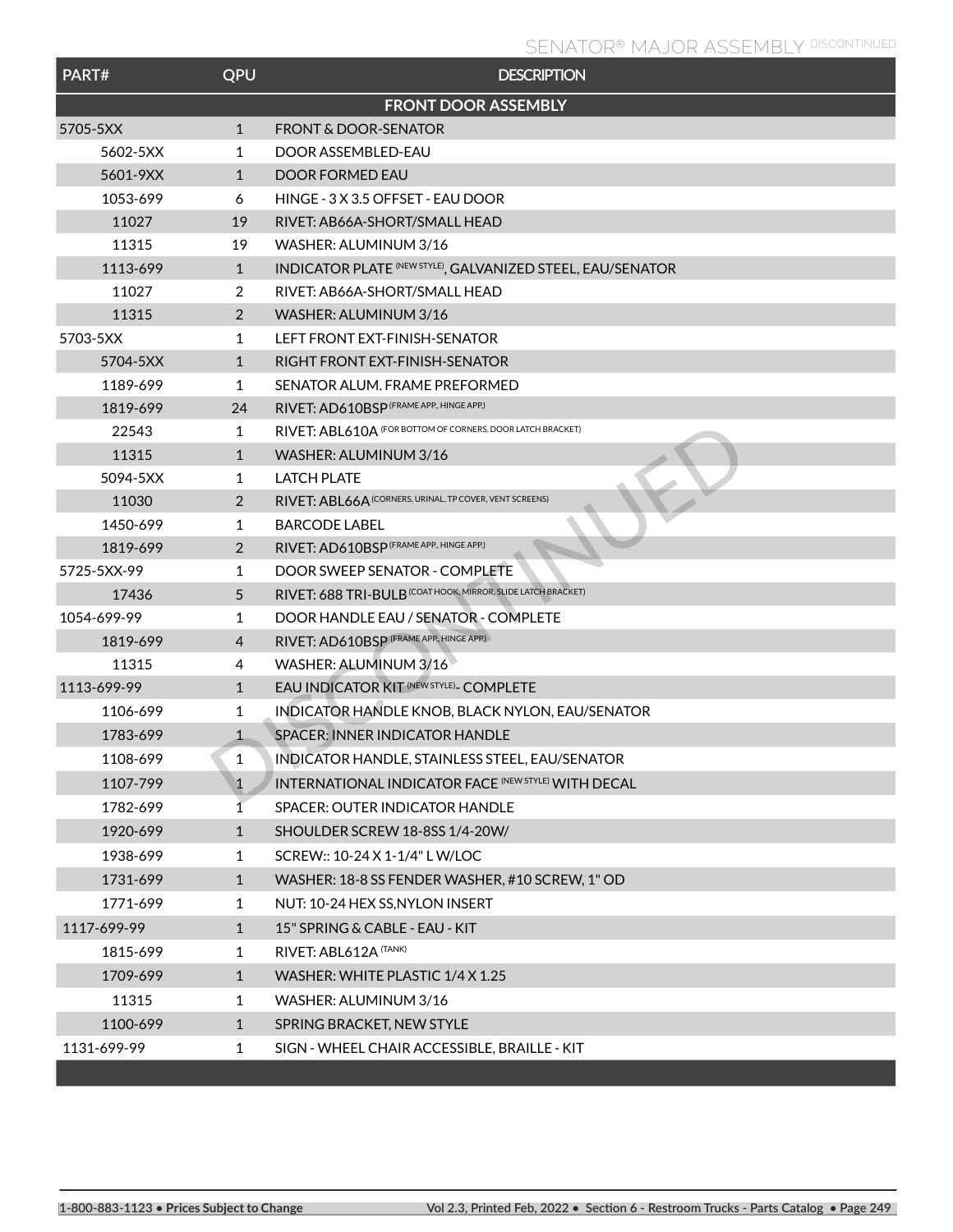# SENATOR® MAJOR ASSEMBLY DISCONTINUED

| PART# | QPU | DESCRIPTION |
|---|---|---|
| **FRONT DOOR ASSEMBLY** | | |
| 5705-5XX | 1 | FRONT & DOOR-SENATOR |
| 5602-5XX | 1 | DOOR ASSEMBLED-EAU |
| 5601-9XX | 1 | DOOR FORMED EAU |
| 1053-699 | 6 | HINGE - 3 X 3.5 OFFSET - EAU DOOR |
| 11027 | 19 | RIVET: AB66A-SHORT/SMALL HEAD |
| 11315 | 19 | WASHER: ALUMINUM 3/16 |
| 1113-699 | 1 | INDICATOR PLATE (NEW STYLE), GALVANIZED STEEL, EAU/SENATOR |
| 11027 | 2 | RIVET: AB66A-SHORT/SMALL HEAD |
| 11315 | 2 | WASHER: ALUMINUM 3/16 |
| 5703-5XX | 1 | LEFT FRONT EXT-FINISH-SENATOR |
| 5704-5XX | 1 | RIGHT FRONT EXT-FINISH-SENATOR |
| 1189-699 | 1 | SENATOR ALUM. FRAME PREFORMED |
| 1819-699 | 24 | RIVET: AD610BSP (FRAME APP., HINGE APP.) |
| 22543 | 1 | RIVET: ABL610A (FOR BOTTOM OF CORNERS, DOOR LATCH BRACKET) |
| 11315 | 1 | WASHER: ALUMINUM 3/16 |
| 5094-5XX | 1 | LATCH PLATE |
| 11030 | 2 | RIVET: ABL66A (CORNERS, URINAL, TP COVER, VENT SCREENS) |
| 1450-699 | 1 | BARCODE LABEL |
| 1819-699 | 2 | RIVET: AD610BSP (FRAME APP., HINGE APP.) |
| 5725-5XX-99 | 1 | DOOR SWEEP SENATOR - COMPLETE |
| 17436 | 5 | RIVET: 688 TRI-BULB (COAT HOOK, MIRROR, SLIDE LATCH BRACKET) |
| 1054-699-99 | 1 | DOOR HANDLE EAU / SENATOR - COMPLETE |
| 1819-699 | 4 | RIVET: AD610BSP (FRAME APP., HINGE APP.) |
| 11315 | 4 | WASHER: ALUMINUM 3/16 |
| 1113-699-99 | 1 | EAU INDICATOR KIT (NEW STYLE)- COMPLETE |
| 1106-699 | 1 | INDICATOR HANDLE KNOB, BLACK NYLON, EAU/SENATOR |
| 1783-699 | 1 | SPACER: INNER INDICATOR HANDLE |
| 1108-699 | 1 | INDICATOR HANDLE, STAINLESS STEEL, EAU/SENATOR |
| 1107-799 | 1 | INTERNATIONAL INDICATOR FACE (NEW STYLE) WITH DECAL |
| 1782-699 | 1 | SPACER: OUTER INDICATOR HANDLE |
| 1920-699 | 1 | SHOULDER SCREW 18-8SS 1/4-20W/ |
| 1938-699 | 1 | SCREW:: 10-24 X 1-1/4" L W/LOC |
| 1731-699 | 1 | WASHER: 18-8 SS FENDER WASHER, #10 SCREW, 1" OD |
| 1771-699 | 1 | NUT: 10-24 HEX SS,NYLON INSERT |
| 1117-699-99 | 1 | 15" SPRING & CABLE - EAU - KIT |
| 1815-699 | 1 | RIVET: ABL612A (TANK) |
| 1709-699 | 1 | WASHER: WHITE PLASTIC 1/4 X 1.25 |
| 11315 | 1 | WASHER: ALUMINUM 3/16 |
| 1100-699 | 1 | SPRING BRACKET, NEW STYLE |
| 1131-699-99 | 1 | SIGN - WHEEL CHAIR ACCESSIBLE, BRAILLE - KIT |

DISCONTINUED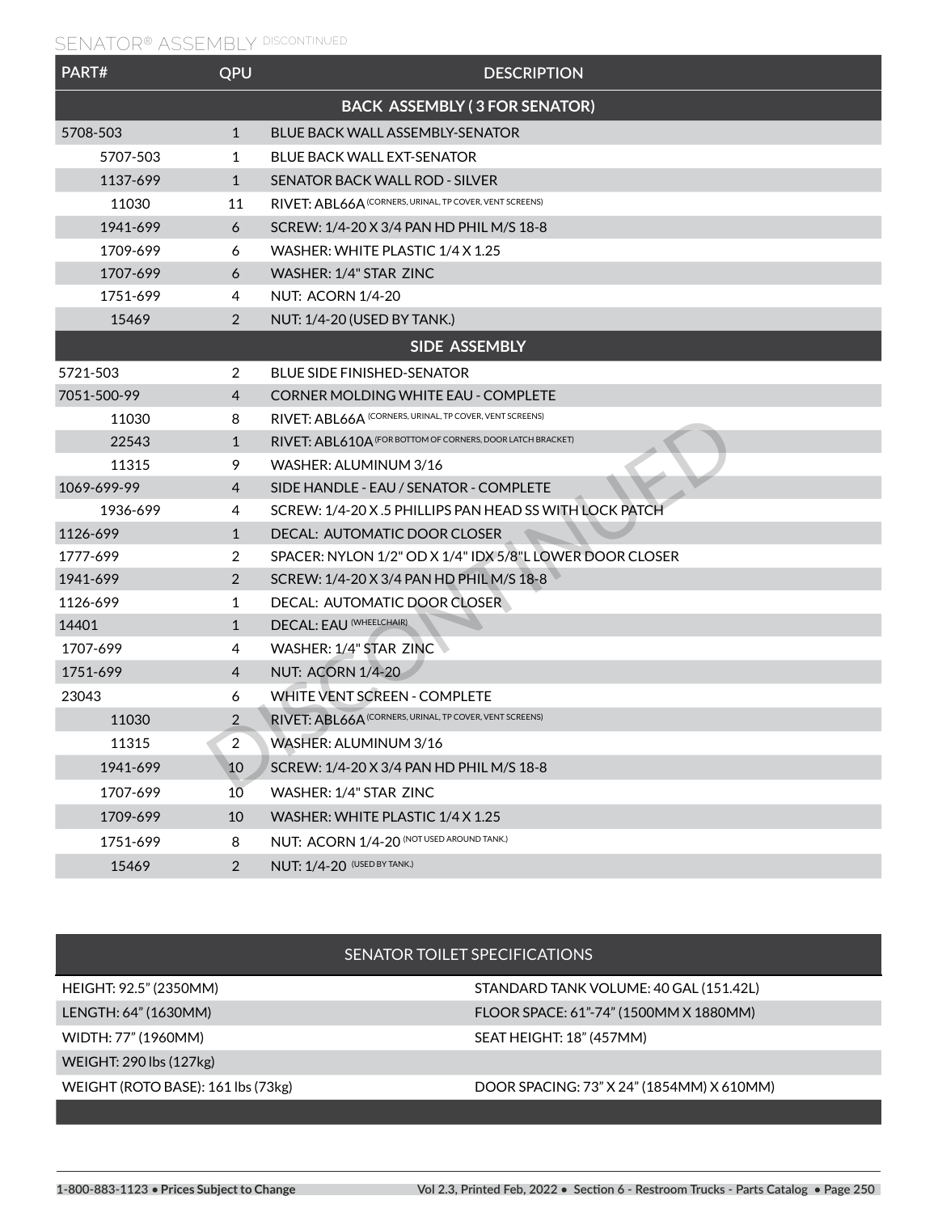## SENATOR® ASSEMBLY DISCONTINUED

| PART# | QPU | DESCRIPTION |
|---|---|---|
| | | **BACK ASSEMBLY ( 3 FOR SENATOR)** |
| 5708-503 | 1 | BLUE BACK WALL ASSEMBLY-SENATOR |
| 5707-503 | 1 | BLUE BACK WALL EXT-SENATOR |
| 1137-699 | 1 | SENATOR BACK WALL ROD - SILVER |
| 11030 | 11 | RIVET: ABL66A (CORNERS, URINAL, TP COVER, VENT SCREENS) |
| 1941-699 | 6 | SCREW: 1/4-20 X 3/4 PAN HD PHIL M/S 18-8 |
| 1709-699 | 6 | WASHER: WHITE PLASTIC 1/4 X 1.25 |
| 1707-699 | 6 | WASHER: 1/4" STAR ZINC |
| 1751-699 | 4 | NUT: ACORN 1/4-20 |
| 15469 | 2 | NUT: 1/4-20 (USED BY TANK.) |
| | | **SIDE ASSEMBLY** |
| 5721-503 | 2 | BLUE SIDE FINISHED-SENATOR |
| 7051-500-99 | 4 | CORNER MOLDING WHITE EAU - COMPLETE |
| 11030 | 8 | RIVET: ABL66A (CORNERS, URINAL, TP COVER, VENT SCREENS) |
| 22543 | 1 | RIVET: ABL610A (FOR BOTTOM OF CORNERS, DOOR LATCH BRACKET) |
| 11315 | 9 | WASHER: ALUMINUM 3/16 |
| 1069-699-99 | 4 | SIDE HANDLE - EAU / SENATOR - COMPLETE |
| 1936-699 | 4 | SCREW: 1/4-20 X .5 PHILLIPS PAN HEAD SS WITH LOCK PATCH |
| 1126-699 | 1 | DECAL: AUTOMATIC DOOR CLOSER |
| 1777-699 | 2 | SPACER: NYLON 1/2" OD X 1/4" IDX 5/8"L LOWER DOOR CLOSER |
| 1941-699 | 2 | SCREW: 1/4-20 X 3/4 PAN HD PHIL M/S 18-8 |
| 1126-699 | 1 | DECAL: AUTOMATIC DOOR CLOSER |
| 14401 | 1 | DECAL: EAU (WHEELCHAIR) |
| 1707-699 | 4 | WASHER: 1/4" STAR ZINC |
| 1751-699 | 4 | NUT: ACORN 1/4-20 |
| 23043 | 6 | WHITE VENT SCREEN - COMPLETE |
| 11030 | 2 | RIVET: ABL66A (CORNERS, URINAL, TP COVER, VENT SCREENS) |
| 11315 | 2 | WASHER: ALUMINUM 3/16 |
| 1941-699 | 10 | SCREW: 1/4-20 X 3/4 PAN HD PHIL M/S 18-8 |
| 1707-699 | 10 | WASHER: 1/4" STAR ZINC |
| 1709-699 | 10 | WASHER: WHITE PLASTIC 1/4 X 1.25 |
| 1751-699 | 8 | NUT: ACORN 1/4-20 (NOT USED AROUND TANK.) |
| 15469 | 2 | NUT: 1/4-20 (USED BY TANK.) |

| SENATOR TOILET SPECIFICATIONS | |
|---|---|
| HEIGHT: 92.5" (2350MM) | STANDARD TANK VOLUME: 40 GAL (151.42L) |
| LENGTH: 64" (1630MM) | FLOOR SPACE: 61"-74" (1500MM X 1880MM) |
| WIDTH: 77" (1960MM) | SEAT HEIGHT: 18" (457MM) |
| WEIGHT: 290 lbs (127kg) | |
| WEIGHT (ROTO BASE): 161 lbs (73kg) | DOOR SPACING: 73" X 24" (1854MM) X 610MM) |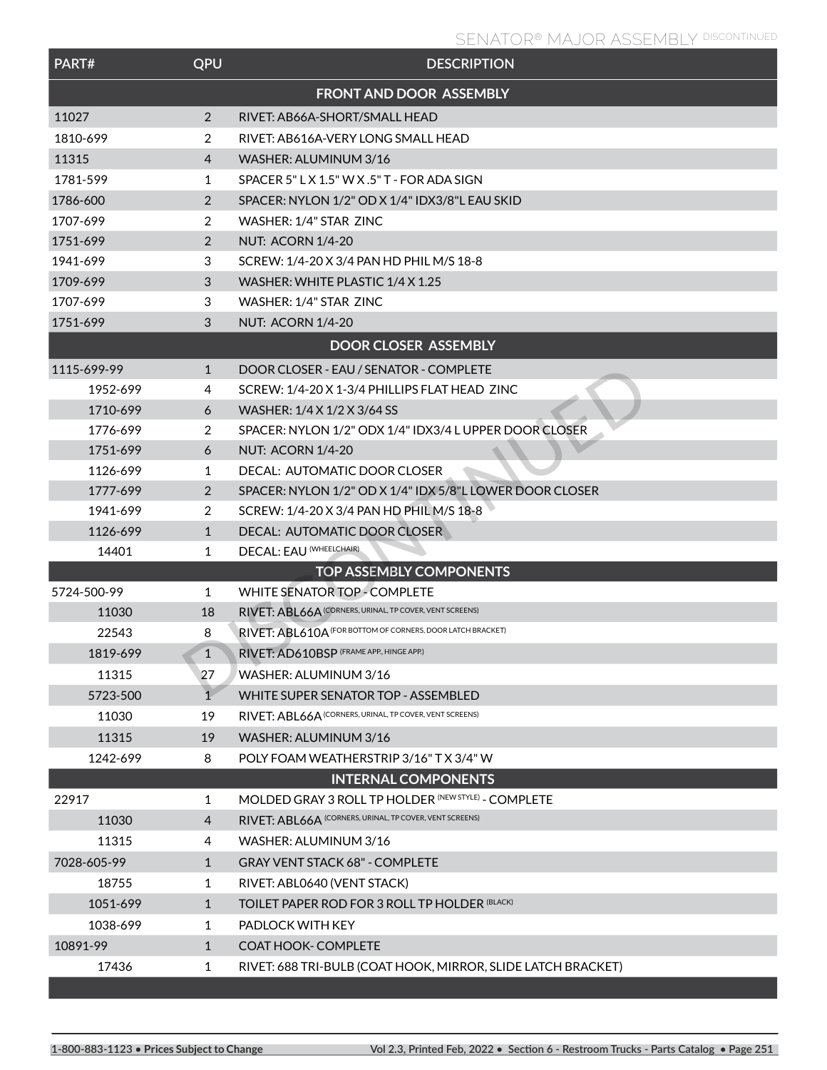SENATOR® MAJOR ASSEMBLY DISCONTINUED

| PART# | QPU | DESCRIPTION |
|---|---|---|
| **FRONT AND DOOR ASSEMBLY** | | |
| 11027 | 2 | RIVET: AB66A-SHORT/SMALL HEAD |
| 1810-699 | 2 | RIVET: AB616A-VERY LONG SMALL HEAD |
| 11315 | 4 | WASHER: ALUMINUM 3/16 |
| 1781-599 | 1 | SPACER 5" L X 1.5" W X .5" T - FOR ADA SIGN |
| 1786-600 | 2 | SPACER: NYLON 1/2" OD X 1/4" IDX3/8"L EAU SKID |
| 1707-699 | 2 | WASHER: 1/4" STAR ZINC |
| 1751-699 | 2 | NUT: ACORN 1/4-20 |
| 1941-699 | 3 | SCREW: 1/4-20 X 3/4 PAN HD PHIL M/S 18-8 |
| 1709-699 | 3 | WASHER: WHITE PLASTIC 1/4 X 1.25 |
| 1707-699 | 3 | WASHER: 1/4" STAR ZINC |
| 1751-699 | 3 | NUT: ACORN 1/4-20 |
| **DOOR CLOSER ASSEMBLY** | | |
| 1115-699-99 | 1 | DOOR CLOSER - EAU / SENATOR - COMPLETE |
| 1952-699 | 4 | SCREW: 1/4-20 X 1-3/4 PHILLIPS FLAT HEAD ZINC |
| 1710-699 | 6 | WASHER: 1/4 X 1/2 X 3/64 SS |
| 1776-699 | 2 | SPACER: NYLON 1/2" ODX 1/4" IDX3/4 L UPPER DOOR CLOSER |
| 1751-699 | 6 | NUT: ACORN 1/4-20 |
| 1126-699 | 1 | DECAL: AUTOMATIC DOOR CLOSER |
| 1777-699 | 2 | SPACER: NYLON 1/2" OD X 1/4" IDX 5/8"L LOWER DOOR CLOSER |
| 1941-699 | 2 | SCREW: 1/4-20 X 3/4 PAN HD PHIL M/S 18-8 |
| 1126-699 | 1 | DECAL: AUTOMATIC DOOR CLOSER |
| 14401 | 1 | DECAL: EAU (WHEELCHAIR) |
| **TOP ASSEMBLY COMPONENTS** | | |
| 5724-500-99 | 1 | WHITE SENATOR TOP - COMPLETE |
| 11030 | 18 | RIVET: ABL66A (CORNERS, URINAL, TP COVER, VENT SCREENS) |
| 22543 | 8 | RIVET: ABL610A (FOR BOTTOM OF CORNERS, DOOR LATCH BRACKET) |
| 1819-699 | 1 | RIVET: AD610BSP (FRAME APP., HINGE APP.) |
| 11315 | 27 | WASHER: ALUMINUM 3/16 |
| 5723-500 | 1 | WHITE SUPER SENATOR TOP - ASSEMBLED |
| 11030 | 19 | RIVET: ABL66A (CORNERS, URINAL, TP COVER, VENT SCREENS) |
| 11315 | 19 | WASHER: ALUMINUM 3/16 |
| 1242-699 | 8 | POLY FOAM WEATHERSTRIP 3/16" T X 3/4" W |
| **INTERNAL COMPONENTS** | | |
| 22917 | 1 | MOLDED GRAY 3 ROLL TP HOLDER (NEW STYLE) - COMPLETE |
| 11030 | 4 | RIVET: ABL66A (CORNERS, URINAL, TP COVER, VENT SCREENS) |
| 11315 | 4 | WASHER: ALUMINUM 3/16 |
| 7028-605-99 | 1 | GRAY VENT STACK 68" - COMPLETE |
| 18755 | 1 | RIVET: ABL0640 (VENT STACK) |
| 1051-699 | 1 | TOILET PAPER ROD FOR 3 ROLL TP HOLDER (BLACK) |
| 1038-699 | 1 | PADLOCK WITH KEY |
| 10891-99 | 1 | COAT HOOK- COMPLETE |
| 17436 | 1 | RIVET: 688 TRI-BULB (COAT HOOK, MIRROR, SLIDE LATCH BRACKET) |

DISCONTINUED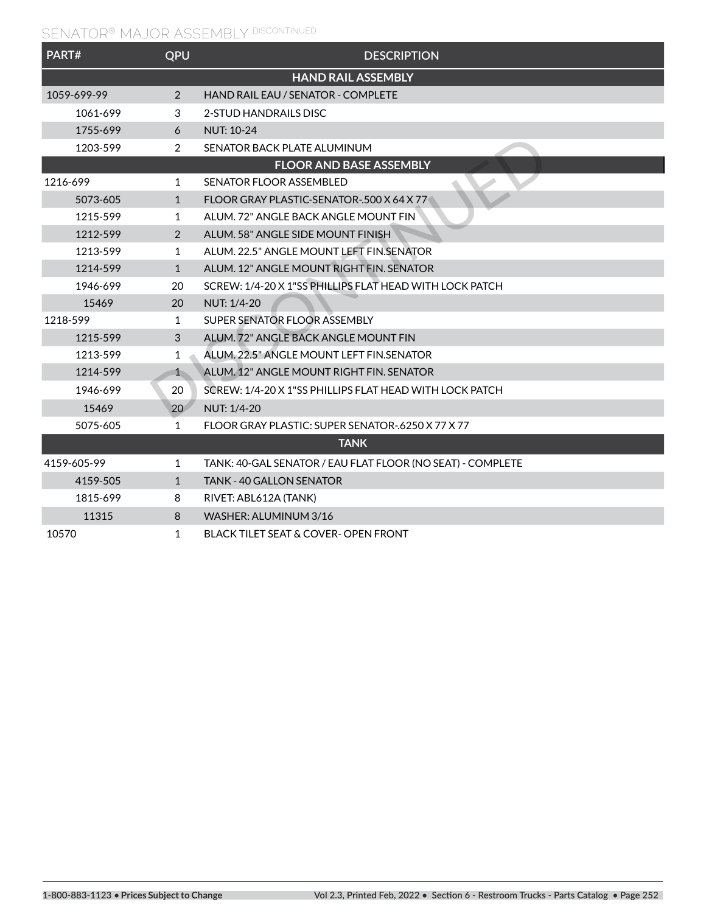# SENATOR® MAJOR ASSEMBLY DISCONTINUED

| PART# | QPU | DESCRIPTION |
|---|---|---|
| | | **HAND RAIL ASSEMBLY** |
| 1059-699-99 | 2 | HAND RAIL EAU / SENATOR - COMPLETE |
| 1061-699 | 3 | 2-STUD HANDRAILS DISC |
| 1755-699 | 6 | NUT: 10-24 |
| 1203-599 | 2 | SENATOR BACK PLATE ALUMINUM |
| | | **FLOOR AND BASE ASSEMBLY** |
| 1216-699 | 1 | SENATOR FLOOR ASSEMBLED |
| 5073-605 | 1 | FLOOR GRAY PLASTIC-SENATOR-.500 X 64 X 77 |
| 1215-599 | 1 | ALUM. 72" ANGLE BACK ANGLE MOUNT FIN |
| 1212-599 | 2 | ALUM. 58" ANGLE SIDE MOUNT FINISH |
| 1213-599 | 1 | ALUM. 22.5" ANGLE MOUNT LEFT FIN.SENATOR |
| 1214-599 | 1 | ALUM. 12" ANGLE MOUNT RIGHT FIN. SENATOR |
| 1946-699 | 20 | SCREW: 1/4-20 X 1"SS PHILLIPS FLAT HEAD WITH LOCK PATCH |
| 15469 | 20 | NUT: 1/4-20 |
| 1218-599 | 1 | SUPER SENATOR FLOOR ASSEMBLY |
| 1215-599 | 3 | ALUM. 72" ANGLE BACK ANGLE MOUNT FIN |
| 1213-599 | 1 | ALUM. 22.5" ANGLE MOUNT LEFT FIN.SENATOR |
| 1214-599 | 1 | ALUM. 12" ANGLE MOUNT RIGHT FIN. SENATOR |
| 1946-699 | 20 | SCREW: 1/4-20 X 1"SS PHILLIPS FLAT HEAD WITH LOCK PATCH |
| 15469 | 20 | NUT: 1/4-20 |
| 5075-605 | 1 | FLOOR GRAY PLASTIC: SUPER SENATOR-.6250 X 77 X 77 |
| | | **TANK** |
| 4159-605-99 | 1 | TANK: 40-GAL SENATOR / EAU FLAT FLOOR (NO SEAT) - COMPLETE |
| 4159-505 | 1 | TANK - 40 GALLON SENATOR |
| 1815-699 | 8 | RIVET: ABL612A (TANK) |
| 11315 | 8 | WASHER: ALUMINUM 3/16 |
| 10570 | 1 | BLACK TILET SEAT & COVER- OPEN FRONT |

DISCONTINUED